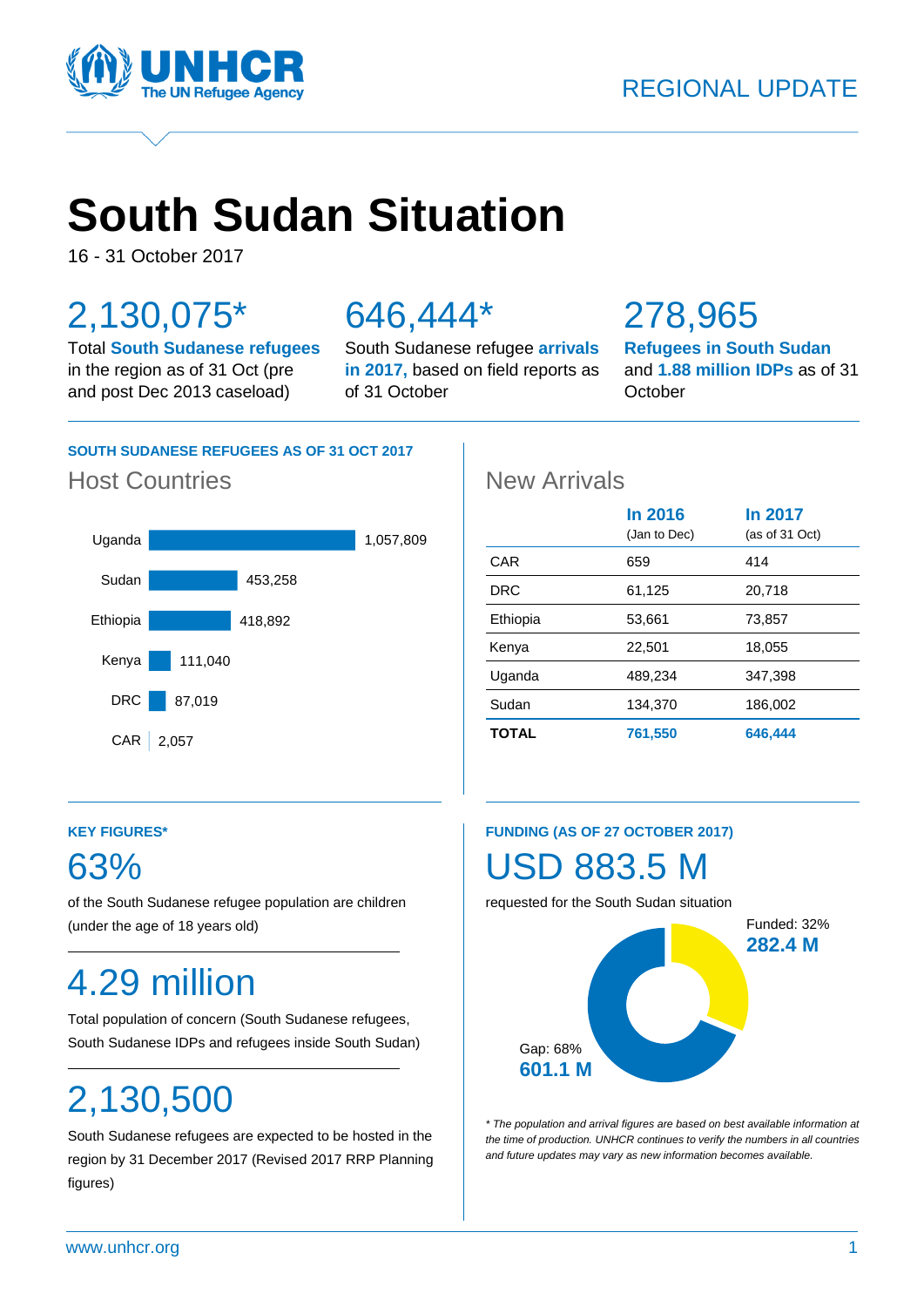REGIONAL UPDATE

# South Sudan Situation

16 - 31 October 2017

## 2,130,075*

Total **South Sudanese refugees** in the region as of 31 Oct (pre and post Dec 2013 caseload)

## 646,444*

South Sudanese refugee **arrivals in 2017,** based on field reports as of 31 October

## 278,965

**Refugees in South Sudan** and **1.88 million IDPs** as of 31 October

### SOUTH SUDANESE REFUGEES AS OF 31 OCT 2017

#### Host Countries

| Country | Refugees |
|---|---|
| Uganda | 1,057,809 |
| Sudan | 453,258 |
| Ethiopia | 418,892 |
| Kenya | 111,040 |
| DRC | 87,019 |
| CAR | 2,057 |

#### New Arrivals

| | In 2016 (Jan to Dec) | In 2017 (as of 31 Oct) |
|---|---|---|
| CAR | 659 | 414 |
| DRC | 61,125 | 20,718 |
| Ethiopia | 53,661 | 73,857 |
| Kenya | 22,501 | 18,055 |
| Uganda | 489,234 | 347,398 |
| Sudan | 134,370 | 186,002 |
| **TOTAL** | **761,550** | **646,444** |

### KEY FIGURES*

## 63%

of the South Sudanese refugee population are children (under the age of 18 years old)

## 4.29 million

Total population of concern (South Sudanese refugees, South Sudanese IDPs and refugees inside South Sudan)

## 2,130,500

South Sudanese refugees are expected to be hosted in the region by 31 December 2017 (Revised 2017 RRP Planning figures)

### FUNDING (AS OF 27 OCTOBER 2017)

## USD 883.5 M

requested for the South Sudan situation

Funded: 32%
**282.4 M**

Gap: 68%
**601.1 M**

*\* The population and arrival figures are based on best available information at the time of production. UNHCR continues to verify the numbers in all countries and future updates may vary as new information becomes available.*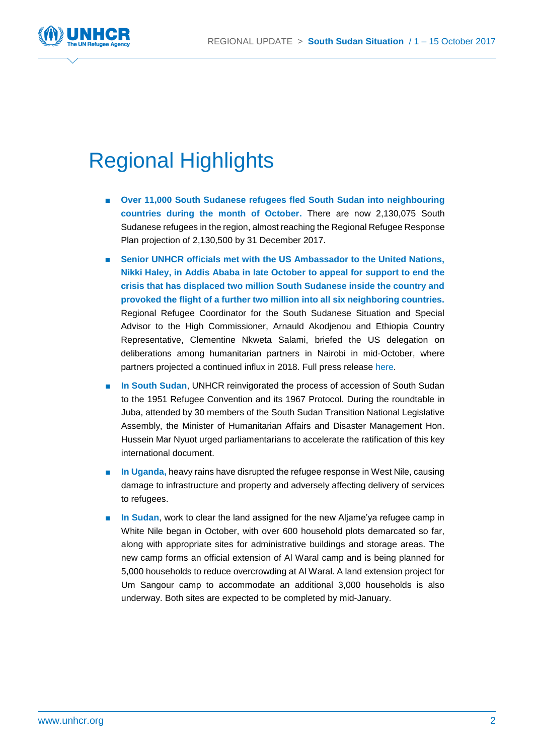# Regional Highlights

- **Over 11,000 South Sudanese refugees fled South Sudan into neighbouring countries during the month of October.** There are now 2,130,075 South Sudanese refugees in the region, almost reaching the Regional Refugee Response Plan projection of 2,130,500 by 31 December 2017.
- **Senior UNHCR officials met with the US Ambassador to the United Nations, Nikki Haley, in Addis Ababa in late October to appeal for support to end the crisis that has displaced two million South Sudanese inside the country and provoked the flight of a further two million into all six neighboring countries.** Regional Refugee Coordinator for the South Sudanese Situation and Special Advisor to the High Commissioner, Arnauld Akodjenou and Ethiopia Country Representative, Clementine Nkweta Salami, briefed the US delegation on deliberations among humanitarian partners in Nairobi in mid-October, where partners projected a continued influx in 2018. Full press release here.
- **In South Sudan**, UNHCR reinvigorated the process of accession of South Sudan to the 1951 Refugee Convention and its 1967 Protocol. During the roundtable in Juba, attended by 30 members of the South Sudan Transition National Legislative Assembly, the Minister of Humanitarian Affairs and Disaster Management Hon. Hussein Mar Nyuot urged parliamentarians to accelerate the ratification of this key international document.
- **In Uganda,** heavy rains have disrupted the refugee response in West Nile, causing damage to infrastructure and property and adversely affecting delivery of services to refugees.
- **In Sudan**, work to clear the land assigned for the new Aljame'ya refugee camp in White Nile began in October, with over 600 household plots demarcated so far, along with appropriate sites for administrative buildings and storage areas. The new camp forms an official extension of Al Waral camp and is being planned for 5,000 households to reduce overcrowding at Al Waral. A land extension project for Um Sangour camp to accommodate an additional 3,000 households is also underway. Both sites are expected to be completed by mid-January.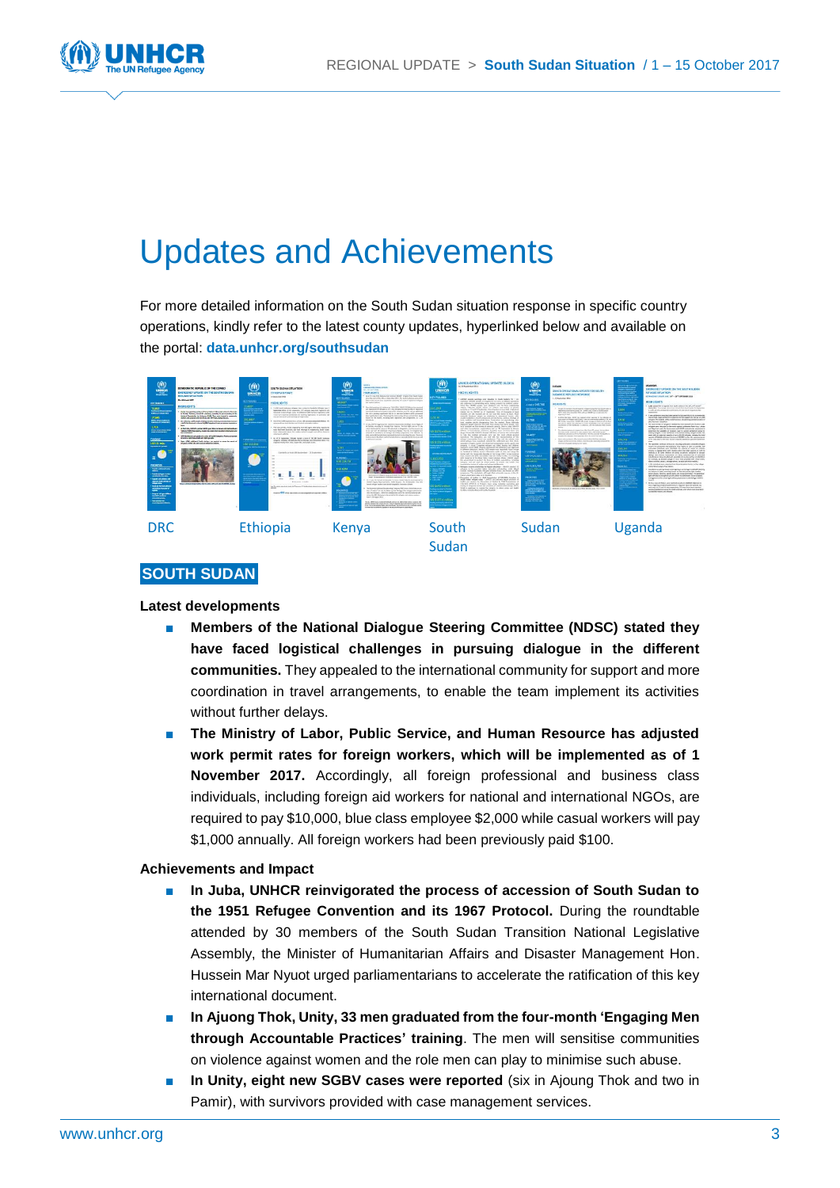# Updates and Achievements

For more detailed information on the South Sudan situation response in specific country operations, kindly refer to the latest county updates, hyperlinked below and available on the portal: **data.unhcr.org/southsudan**

DRC Ethiopia Kenya South Sudan Sudan Uganda

## SOUTH SUDAN

**Latest developments**

- **Members of the National Dialogue Steering Committee (NDSC) stated they have faced logistical challenges in pursuing dialogue in the different communities.** They appealed to the international community for support and more coordination in travel arrangements, to enable the team implement its activities without further delays.
- **The Ministry of Labor, Public Service, and Human Resource has adjusted work permit rates for foreign workers, which will be implemented as of 1 November 2017.** Accordingly, all foreign professional and business class individuals, including foreign aid workers for national and international NGOs, are required to pay $10,000, blue class employee $2,000 while casual workers will pay $1,000 annually. All foreign workers had been previously paid $100.

**Achievements and Impact**

- **In Juba, UNHCR reinvigorated the process of accession of South Sudan to the 1951 Refugee Convention and its 1967 Protocol.** During the roundtable attended by 30 members of the South Sudan Transition National Legislative Assembly, the Minister of Humanitarian Affairs and Disaster Management Hon. Hussein Mar Nyuot urged parliamentarians to accelerate the ratification of this key international document.
- **In Ajuong Thok, Unity, 33 men graduated from the four-month 'Engaging Men through Accountable Practices' training**. The men will sensitise communities on violence against women and the role men can play to minimise such abuse.
- **In Unity, eight new SGBV cases were reported** (six in Ajoung Thok and two in Pamir), with survivors provided with case management services.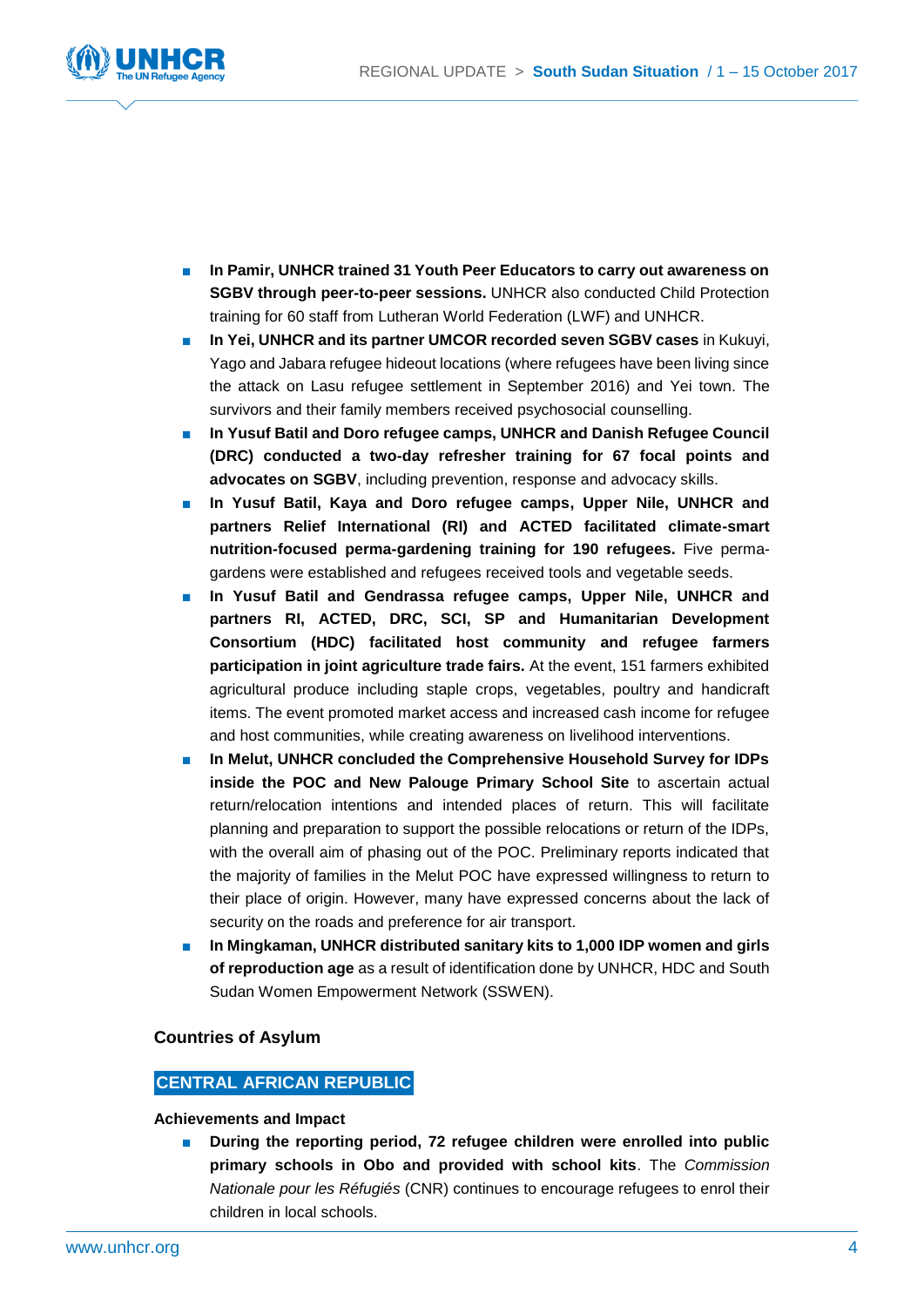- **In Pamir, UNHCR trained 31 Youth Peer Educators to carry out awareness on SGBV through peer-to-peer sessions.** UNHCR also conducted Child Protection training for 60 staff from Lutheran World Federation (LWF) and UNHCR.
- **In Yei, UNHCR and its partner UMCOR recorded seven SGBV cases** in Kukuyi, Yago and Jabara refugee hideout locations (where refugees have been living since the attack on Lasu refugee settlement in September 2016) and Yei town. The survivors and their family members received psychosocial counselling.
- **In Yusuf Batil and Doro refugee camps, UNHCR and Danish Refugee Council (DRC) conducted a two-day refresher training for 67 focal points and advocates on SGBV**, including prevention, response and advocacy skills.
- **In Yusuf Batil, Kaya and Doro refugee camps, Upper Nile, UNHCR and partners Relief International (RI) and ACTED facilitated climate-smart nutrition-focused perma-gardening training for 190 refugees.** Five perma-gardens were established and refugees received tools and vegetable seeds.
- **In Yusuf Batil and Gendrassa refugee camps, Upper Nile, UNHCR and partners RI, ACTED, DRC, SCI, SP and Humanitarian Development Consortium (HDC) facilitated host community and refugee farmers participation in joint agriculture trade fairs.** At the event, 151 farmers exhibited agricultural produce including staple crops, vegetables, poultry and handicraft items. The event promoted market access and increased cash income for refugee and host communities, while creating awareness on livelihood interventions.
- **In Melut, UNHCR concluded the Comprehensive Household Survey for IDPs inside the POC and New Palouge Primary School Site** to ascertain actual return/relocation intentions and intended places of return. This will facilitate planning and preparation to support the possible relocations or return of the IDPs, with the overall aim of phasing out of the POC. Preliminary reports indicated that the majority of families in the Melut POC have expressed willingness to return to their place of origin. However, many have expressed concerns about the lack of security on the roads and preference for air transport.
- **In Mingkaman, UNHCR distributed sanitary kits to 1,000 IDP women and girls of reproduction age** as a result of identification done by UNHCR, HDC and South Sudan Women Empowerment Network (SSWEN).

## Countries of Asylum

### CENTRAL AFRICAN REPUBLIC

**Achievements and Impact**

- **During the reporting period, 72 refugee children were enrolled into public primary schools in Obo and provided with school kits**. The *Commission Nationale pour les Réfugiés* (CNR) continues to encourage refugees to enrol their children in local schools.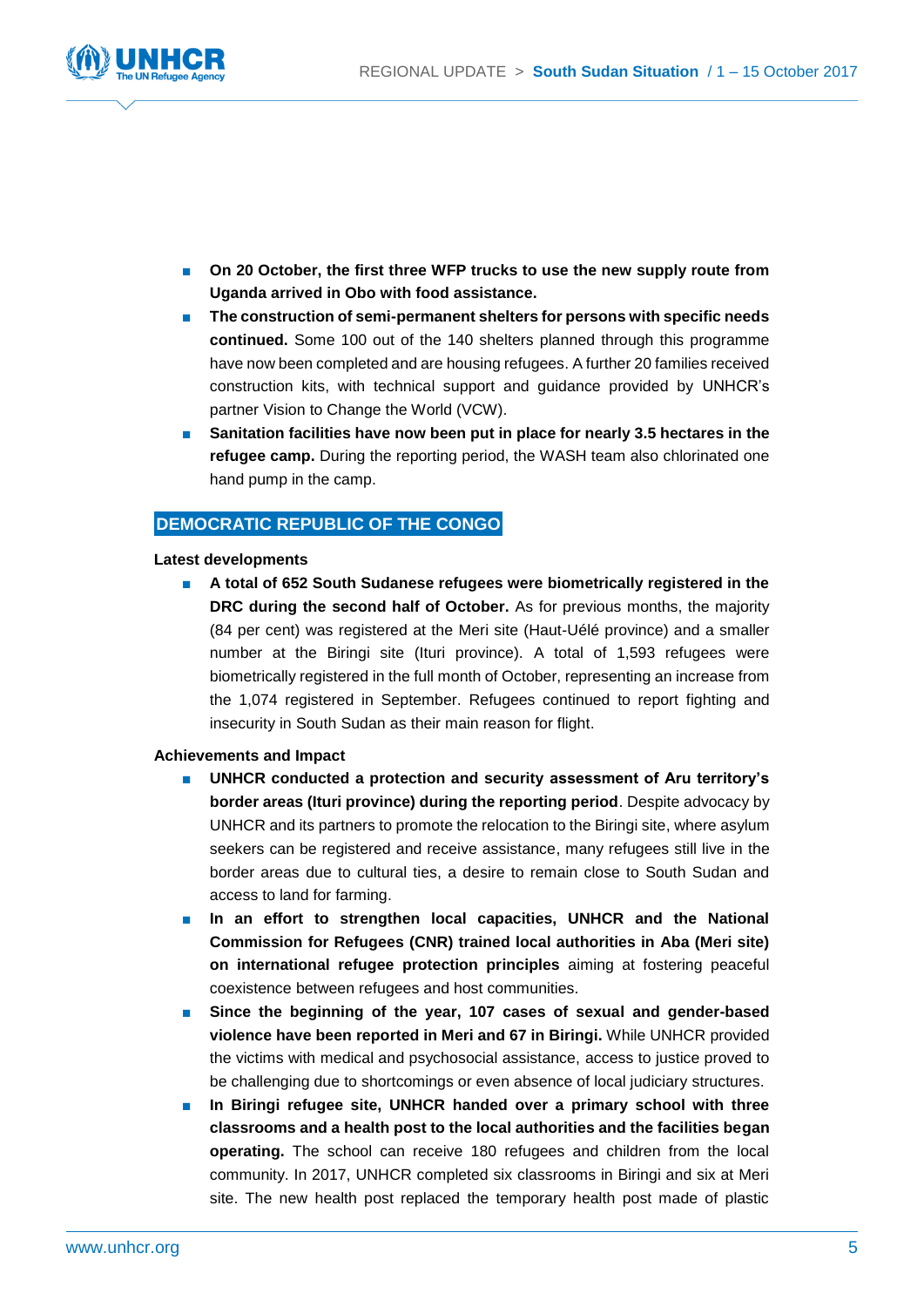- **On 20 October, the first three WFP trucks to use the new supply route from Uganda arrived in Obo with food assistance.**
- **The construction of semi-permanent shelters for persons with specific needs continued.** Some 100 out of the 140 shelters planned through this programme have now been completed and are housing refugees. A further 20 families received construction kits, with technical support and guidance provided by UNHCR's partner Vision to Change the World (VCW).
- **Sanitation facilities have now been put in place for nearly 3.5 hectares in the refugee camp.** During the reporting period, the WASH team also chlorinated one hand pump in the camp.

## DEMOCRATIC REPUBLIC OF THE CONGO

**Latest developments**

- **A total of 652 South Sudanese refugees were biometrically registered in the DRC during the second half of October.** As for previous months, the majority (84 per cent) was registered at the Meri site (Haut-Uélé province) and a smaller number at the Biringi site (Ituri province). A total of 1,593 refugees were biometrically registered in the full month of October, representing an increase from the 1,074 registered in September. Refugees continued to report fighting and insecurity in South Sudan as their main reason for flight.

**Achievements and Impact**

- **UNHCR conducted a protection and security assessment of Aru territory's border areas (Ituri province) during the reporting period**. Despite advocacy by UNHCR and its partners to promote the relocation to the Biringi site, where asylum seekers can be registered and receive assistance, many refugees still live in the border areas due to cultural ties, a desire to remain close to South Sudan and access to land for farming.
- **In an effort to strengthen local capacities, UNHCR and the National Commission for Refugees (CNR) trained local authorities in Aba (Meri site) on international refugee protection principles** aiming at fostering peaceful coexistence between refugees and host communities.
- **Since the beginning of the year, 107 cases of sexual and gender-based violence have been reported in Meri and 67 in Biringi.** While UNHCR provided the victims with medical and psychosocial assistance, access to justice proved to be challenging due to shortcomings or even absence of local judiciary structures.
- **In Biringi refugee site, UNHCR handed over a primary school with three classrooms and a health post to the local authorities and the facilities began operating.** The school can receive 180 refugees and children from the local community. In 2017, UNHCR completed six classrooms in Biringi and six at Meri site. The new health post replaced the temporary health post made of plastic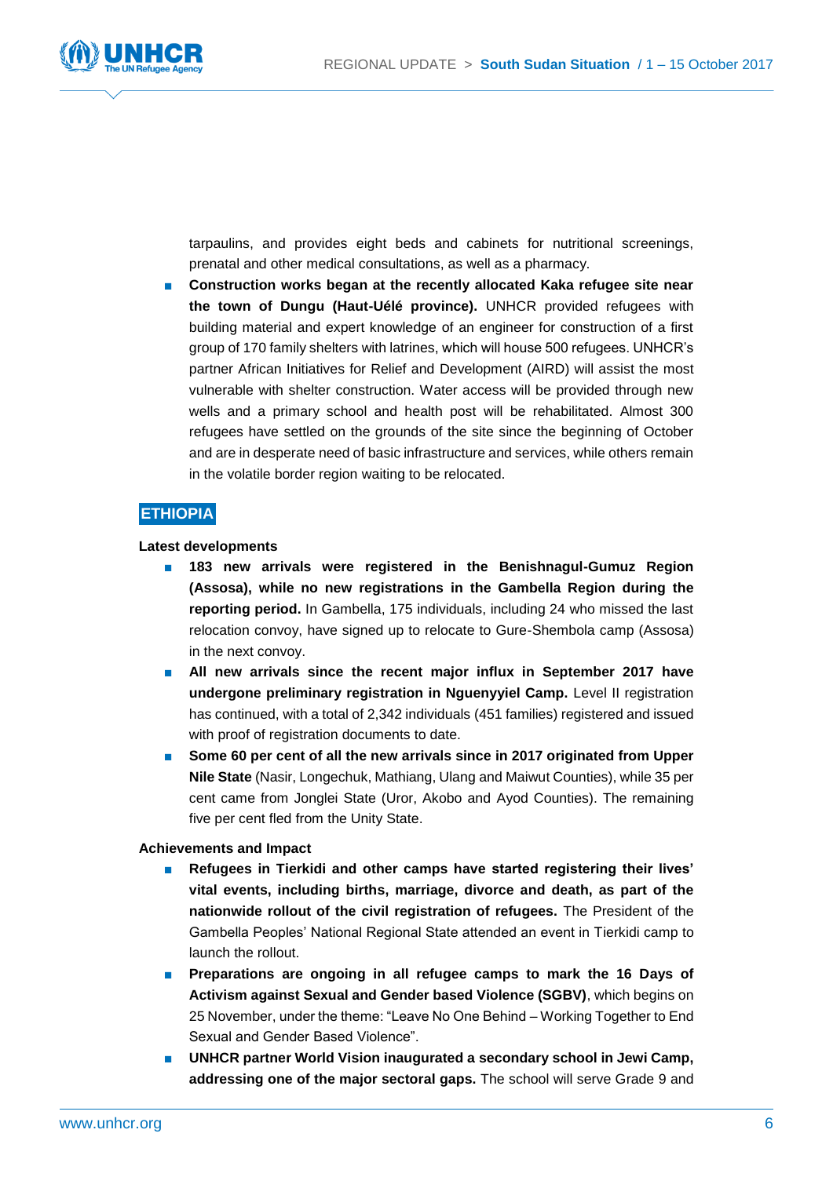tarpaulins, and provides eight beds and cabinets for nutritional screenings, prenatal and other medical consultations, as well as a pharmacy.

- **Construction works began at the recently allocated Kaka refugee site near the town of Dungu (Haut-Uélé province).** UNHCR provided refugees with building material and expert knowledge of an engineer for construction of a first group of 170 family shelters with latrines, which will house 500 refugees. UNHCR's partner African Initiatives for Relief and Development (AIRD) will assist the most vulnerable with shelter construction. Water access will be provided through new wells and a primary school and health post will be rehabilitated. Almost 300 refugees have settled on the grounds of the site since the beginning of October and are in desperate need of basic infrastructure and services, while others remain in the volatile border region waiting to be relocated.

## ETHIOPIA

**Latest developments**

- **183 new arrivals were registered in the Benishnagul-Gumuz Region (Assosa), while no new registrations in the Gambella Region during the reporting period.** In Gambella, 175 individuals, including 24 who missed the last relocation convoy, have signed up to relocate to Gure-Shembola camp (Assosa) in the next convoy.
- **All new arrivals since the recent major influx in September 2017 have undergone preliminary registration in Nguenyyiel Camp.** Level II registration has continued, with a total of 2,342 individuals (451 families) registered and issued with proof of registration documents to date.
- **Some 60 per cent of all the new arrivals since in 2017 originated from Upper Nile State** (Nasir, Longechuk, Mathiang, Ulang and Maiwut Counties), while 35 per cent came from Jonglei State (Uror, Akobo and Ayod Counties). The remaining five per cent fled from the Unity State.

**Achievements and Impact**

- **Refugees in Tierkidi and other camps have started registering their lives' vital events, including births, marriage, divorce and death, as part of the nationwide rollout of the civil registration of refugees.** The President of the Gambella Peoples' National Regional State attended an event in Tierkidi camp to launch the rollout.
- **Preparations are ongoing in all refugee camps to mark the 16 Days of Activism against Sexual and Gender based Violence (SGBV)**, which begins on 25 November, under the theme: "Leave No One Behind – Working Together to End Sexual and Gender Based Violence".
- **UNHCR partner World Vision inaugurated a secondary school in Jewi Camp, addressing one of the major sectoral gaps.** The school will serve Grade 9 and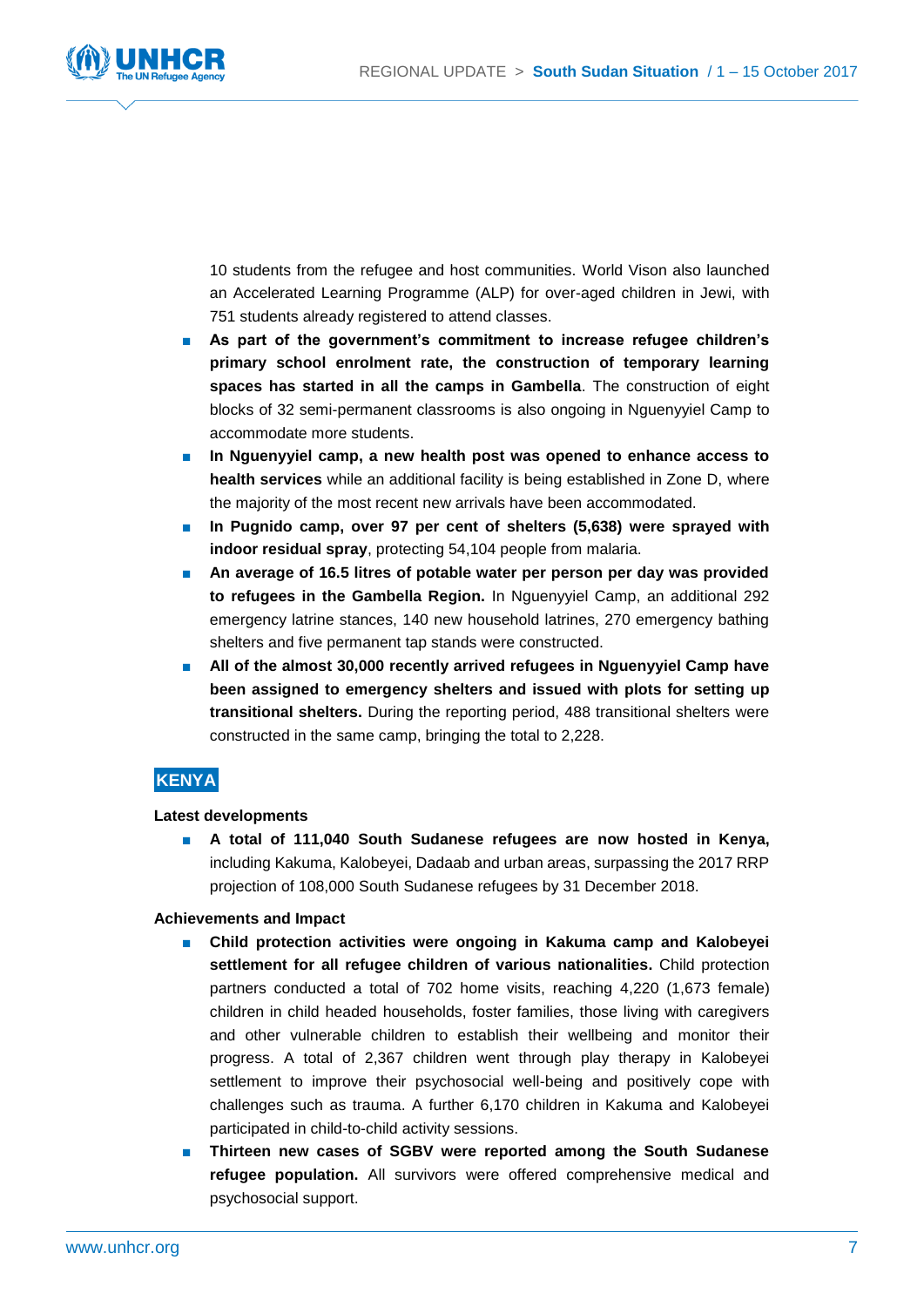10 students from the refugee and host communities. World Vison also launched an Accelerated Learning Programme (ALP) for over-aged children in Jewi, with 751 students already registered to attend classes.

- **As part of the government's commitment to increase refugee children's primary school enrolment rate, the construction of temporary learning spaces has started in all the camps in Gambella**. The construction of eight blocks of 32 semi-permanent classrooms is also ongoing in Nguenyyiel Camp to accommodate more students.
- **In Nguenyyiel camp, a new health post was opened to enhance access to health services** while an additional facility is being established in Zone D, where the majority of the most recent new arrivals have been accommodated.
- **In Pugnido camp, over 97 per cent of shelters (5,638) were sprayed with indoor residual spray**, protecting 54,104 people from malaria.
- **An average of 16.5 litres of potable water per person per day was provided to refugees in the Gambella Region.** In Nguenyyiel Camp, an additional 292 emergency latrine stances, 140 new household latrines, 270 emergency bathing shelters and five permanent tap stands were constructed.
- **All of the almost 30,000 recently arrived refugees in Nguenyyiel Camp have been assigned to emergency shelters and issued with plots for setting up transitional shelters.** During the reporting period, 488 transitional shelters were constructed in the same camp, bringing the total to 2,228.

## KENYA

**Latest developments**

- **A total of 111,040 South Sudanese refugees are now hosted in Kenya,** including Kakuma, Kalobeyei, Dadaab and urban areas, surpassing the 2017 RRP projection of 108,000 South Sudanese refugees by 31 December 2018.

**Achievements and Impact**

- **Child protection activities were ongoing in Kakuma camp and Kalobeyei settlement for all refugee children of various nationalities.** Child protection partners conducted a total of 702 home visits, reaching 4,220 (1,673 female) children in child headed households, foster families, those living with caregivers and other vulnerable children to establish their wellbeing and monitor their progress. A total of 2,367 children went through play therapy in Kalobeyei settlement to improve their psychosocial well-being and positively cope with challenges such as trauma. A further 6,170 children in Kakuma and Kalobeyei participated in child-to-child activity sessions.
- **Thirteen new cases of SGBV were reported among the South Sudanese refugee population.** All survivors were offered comprehensive medical and psychosocial support.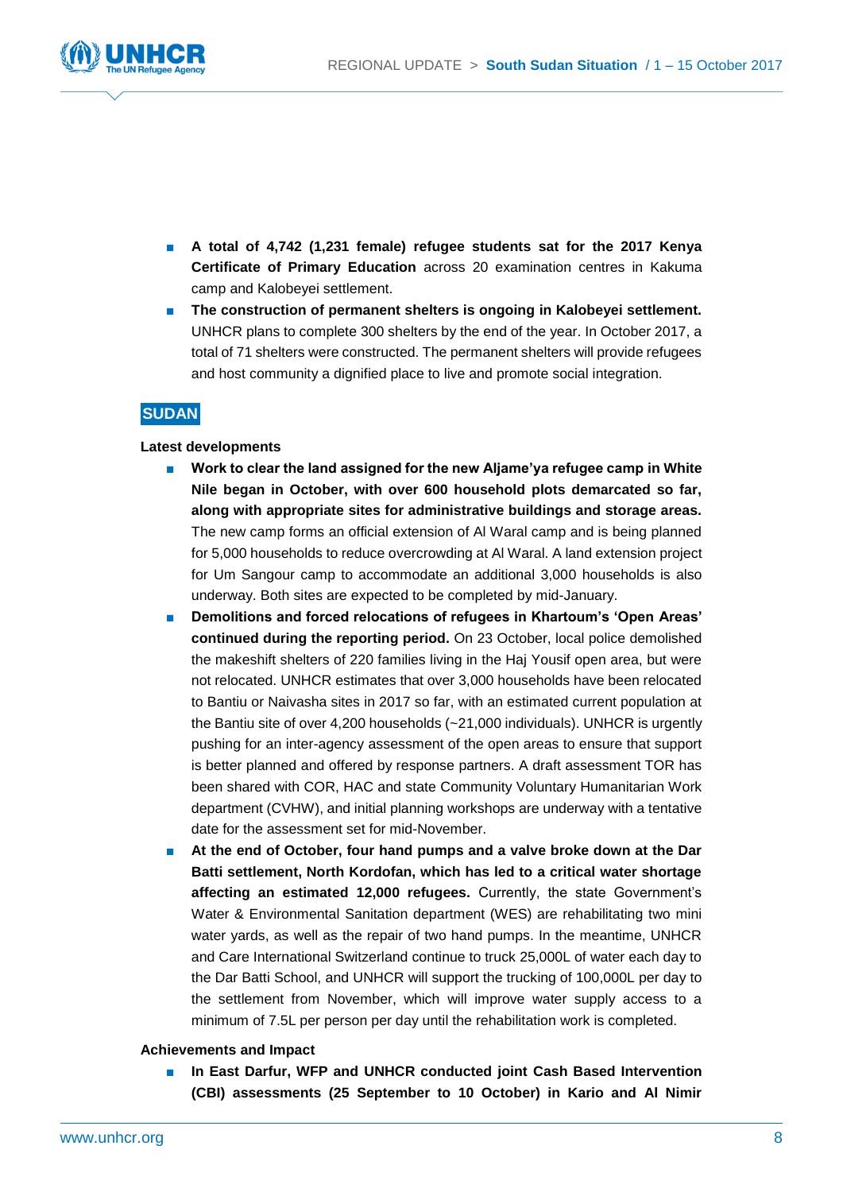- **A total of 4,742 (1,231 female) refugee students sat for the 2017 Kenya Certificate of Primary Education** across 20 examination centres in Kakuma camp and Kalobeyei settlement.
- **The construction of permanent shelters is ongoing in Kalobeyei settlement.** UNHCR plans to complete 300 shelters by the end of the year. In October 2017, a total of 71 shelters were constructed. The permanent shelters will provide refugees and host community a dignified place to live and promote social integration.

## SUDAN

**Latest developments**

- **Work to clear the land assigned for the new Aljame'ya refugee camp in White Nile began in October, with over 600 household plots demarcated so far, along with appropriate sites for administrative buildings and storage areas.** The new camp forms an official extension of Al Waral camp and is being planned for 5,000 households to reduce overcrowding at Al Waral. A land extension project for Um Sangour camp to accommodate an additional 3,000 households is also underway. Both sites are expected to be completed by mid-January.
- **Demolitions and forced relocations of refugees in Khartoum's 'Open Areas' continued during the reporting period.** On 23 October, local police demolished the makeshift shelters of 220 families living in the Haj Yousif open area, but were not relocated. UNHCR estimates that over 3,000 households have been relocated to Bantiu or Naivasha sites in 2017 so far, with an estimated current population at the Bantiu site of over 4,200 households (~21,000 individuals). UNHCR is urgently pushing for an inter-agency assessment of the open areas to ensure that support is better planned and offered by response partners. A draft assessment TOR has been shared with COR, HAC and state Community Voluntary Humanitarian Work department (CVHW), and initial planning workshops are underway with a tentative date for the assessment set for mid-November.
- **At the end of October, four hand pumps and a valve broke down at the Dar Batti settlement, North Kordofan, which has led to a critical water shortage affecting an estimated 12,000 refugees.** Currently, the state Government's Water & Environmental Sanitation department (WES) are rehabilitating two mini water yards, as well as the repair of two hand pumps. In the meantime, UNHCR and Care International Switzerland continue to truck 25,000L of water each day to the Dar Batti School, and UNHCR will support the trucking of 100,000L per day to the settlement from November, which will improve water supply access to a minimum of 7.5L per person per day until the rehabilitation work is completed.

**Achievements and Impact**

- **In East Darfur, WFP and UNHCR conducted joint Cash Based Intervention (CBI) assessments (25 September to 10 October) in Kario and Al Nimir**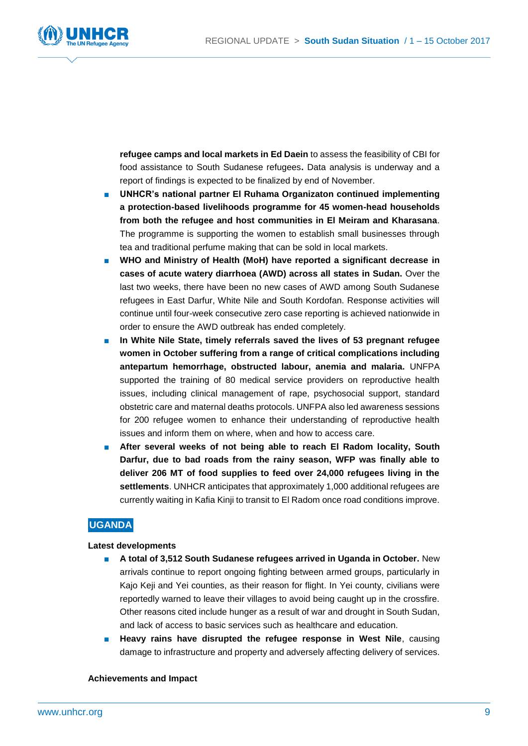**refugee camps and local markets in Ed Daein** to assess the feasibility of CBI for food assistance to South Sudanese refugees**.** Data analysis is underway and a report of findings is expected to be finalized by end of November.

- **UNHCR's national partner El Ruhama Organizaton continued implementing a protection-based livelihoods programme for 45 women-head households from both the refugee and host communities in El Meiram and Kharasana**. The programme is supporting the women to establish small businesses through tea and traditional perfume making that can be sold in local markets.
- **WHO and Ministry of Health (MoH) have reported a significant decrease in cases of acute watery diarrhoea (AWD) across all states in Sudan.** Over the last two weeks, there have been no new cases of AWD among South Sudanese refugees in East Darfur, White Nile and South Kordofan. Response activities will continue until four-week consecutive zero case reporting is achieved nationwide in order to ensure the AWD outbreak has ended completely.
- **In White Nile State, timely referrals saved the lives of 53 pregnant refugee women in October suffering from a range of critical complications including antepartum hemorrhage, obstructed labour, anemia and malaria.** UNFPA supported the training of 80 medical service providers on reproductive health issues, including clinical management of rape, psychosocial support, standard obstetric care and maternal deaths protocols. UNFPA also led awareness sessions for 200 refugee women to enhance their understanding of reproductive health issues and inform them on where, when and how to access care.
- **After several weeks of not being able to reach El Radom locality, South Darfur, due to bad roads from the rainy season, WFP was finally able to deliver 206 MT of food supplies to feed over 24,000 refugees living in the settlements**. UNHCR anticipates that approximately 1,000 additional refugees are currently waiting in Kafia Kinji to transit to El Radom once road conditions improve.

## UGANDA

**Latest developments**

- **A total of 3,512 South Sudanese refugees arrived in Uganda in October.** New arrivals continue to report ongoing fighting between armed groups, particularly in Kajo Keji and Yei counties, as their reason for flight. In Yei county, civilians were reportedly warned to leave their villages to avoid being caught up in the crossfire. Other reasons cited include hunger as a result of war and drought in South Sudan, and lack of access to basic services such as healthcare and education.
- **Heavy rains have disrupted the refugee response in West Nile**, causing damage to infrastructure and property and adversely affecting delivery of services.

**Achievements and Impact**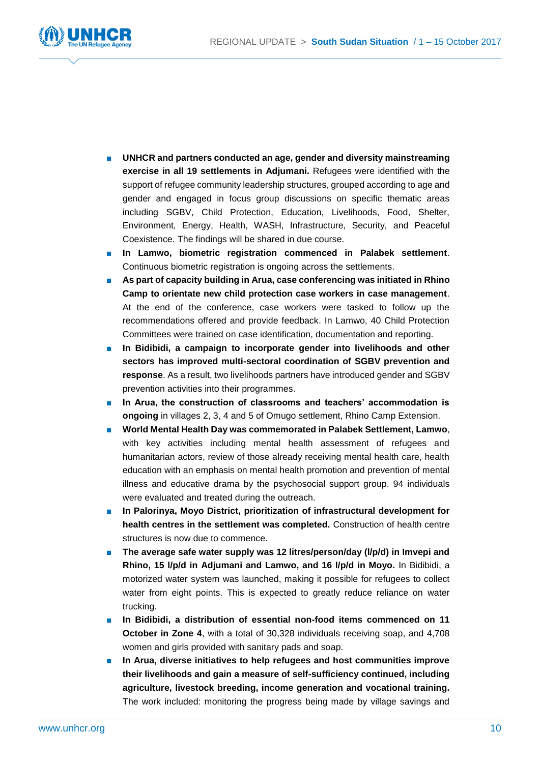- **UNHCR and partners conducted an age, gender and diversity mainstreaming exercise in all 19 settlements in Adjumani.** Refugees were identified with the support of refugee community leadership structures, grouped according to age and gender and engaged in focus group discussions on specific thematic areas including SGBV, Child Protection, Education, Livelihoods, Food, Shelter, Environment, Energy, Health, WASH, Infrastructure, Security, and Peaceful Coexistence. The findings will be shared in due course.
- **In Lamwo, biometric registration commenced in Palabek settlement**. Continuous biometric registration is ongoing across the settlements.
- **As part of capacity building in Arua, case conferencing was initiated in Rhino Camp to orientate new child protection case workers in case management**. At the end of the conference, case workers were tasked to follow up the recommendations offered and provide feedback. In Lamwo, 40 Child Protection Committees were trained on case identification, documentation and reporting.
- **In Bidibidi, a campaign to incorporate gender into livelihoods and other sectors has improved multi-sectoral coordination of SGBV prevention and response**. As a result, two livelihoods partners have introduced gender and SGBV prevention activities into their programmes.
- **In Arua, the construction of classrooms and teachers' accommodation is ongoing** in villages 2, 3, 4 and 5 of Omugo settlement, Rhino Camp Extension.
- **World Mental Health Day was commemorated in Palabek Settlement, Lamwo**, with key activities including mental health assessment of refugees and humanitarian actors, review of those already receiving mental health care, health education with an emphasis on mental health promotion and prevention of mental illness and educative drama by the psychosocial support group. 94 individuals were evaluated and treated during the outreach.
- **In Palorinya, Moyo District, prioritization of infrastructural development for health centres in the settlement was completed.** Construction of health centre structures is now due to commence.
- **The average safe water supply was 12 litres/person/day (l/p/d) in Imvepi and Rhino, 15 l/p/d in Adjumani and Lamwo, and 16 l/p/d in Moyo.** In Bidibidi, a motorized water system was launched, making it possible for refugees to collect water from eight points. This is expected to greatly reduce reliance on water trucking.
- **In Bidibidi, a distribution of essential non-food items commenced on 11 October in Zone 4**, with a total of 30,328 individuals receiving soap, and 4,708 women and girls provided with sanitary pads and soap.
- **In Arua, diverse initiatives to help refugees and host communities improve their livelihoods and gain a measure of self-sufficiency continued, including agriculture, livestock breeding, income generation and vocational training.** The work included: monitoring the progress being made by village savings and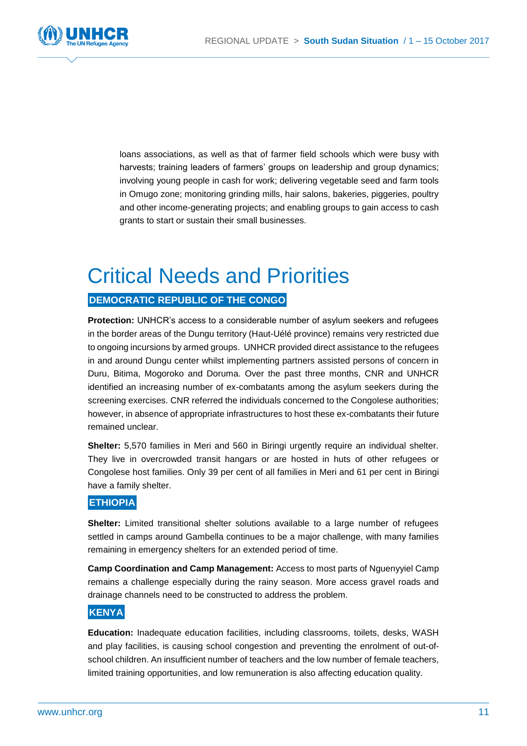loans associations, as well as that of farmer field schools which were busy with harvests; training leaders of farmers' groups on leadership and group dynamics; involving young people in cash for work; delivering vegetable seed and farm tools in Omugo zone; monitoring grinding mills, hair salons, bakeries, piggeries, poultry and other income-generating projects; and enabling groups to gain access to cash grants to start or sustain their small businesses.

# Critical Needs and Priorities

## DEMOCRATIC REPUBLIC OF THE CONGO

**Protection:** UNHCR's access to a considerable number of asylum seekers and refugees in the border areas of the Dungu territory (Haut-Uélé province) remains very restricted due to ongoing incursions by armed groups. UNHCR provided direct assistance to the refugees in and around Dungu center whilst implementing partners assisted persons of concern in Duru, Bitima, Mogoroko and Doruma. Over the past three months, CNR and UNHCR identified an increasing number of ex-combatants among the asylum seekers during the screening exercises. CNR referred the individuals concerned to the Congolese authorities; however, in absence of appropriate infrastructures to host these ex-combatants their future remained unclear.

**Shelter:** 5,570 families in Meri and 560 in Biringi urgently require an individual shelter. They live in overcrowded transit hangars or are hosted in huts of other refugees or Congolese host families. Only 39 per cent of all families in Meri and 61 per cent in Biringi have a family shelter.

## ETHIOPIA

**Shelter:** Limited transitional shelter solutions available to a large number of refugees settled in camps around Gambella continues to be a major challenge, with many families remaining in emergency shelters for an extended period of time.

**Camp Coordination and Camp Management:** Access to most parts of Nguenyyiel Camp remains a challenge especially during the rainy season. More access gravel roads and drainage channels need to be constructed to address the problem.

## KENYA

**Education:** Inadequate education facilities, including classrooms, toilets, desks, WASH and play facilities, is causing school congestion and preventing the enrolment of out-of-school children. An insufficient number of teachers and the low number of female teachers, limited training opportunities, and low remuneration is also affecting education quality.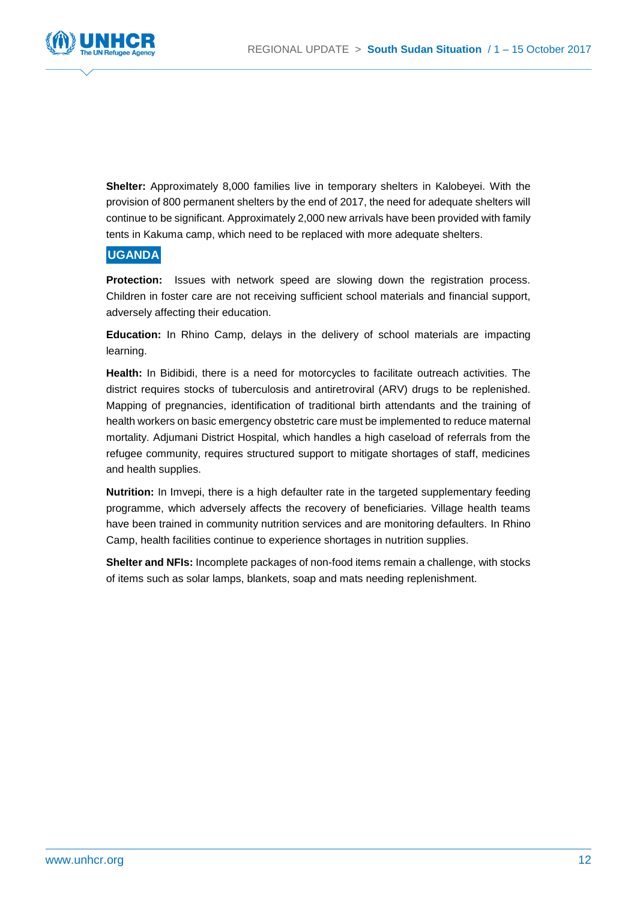**Shelter:** Approximately 8,000 families live in temporary shelters in Kalobeyei. With the provision of 800 permanent shelters by the end of 2017, the need for adequate shelters will continue to be significant. Approximately 2,000 new arrivals have been provided with family tents in Kakuma camp, which need to be replaced with more adequate shelters.

## UGANDA

**Protection:** Issues with network speed are slowing down the registration process. Children in foster care are not receiving sufficient school materials and financial support, adversely affecting their education.

**Education:** In Rhino Camp, delays in the delivery of school materials are impacting learning.

**Health:** In Bidibidi, there is a need for motorcycles to facilitate outreach activities. The district requires stocks of tuberculosis and antiretroviral (ARV) drugs to be replenished. Mapping of pregnancies, identification of traditional birth attendants and the training of health workers on basic emergency obstetric care must be implemented to reduce maternal mortality. Adjumani District Hospital, which handles a high caseload of referrals from the refugee community, requires structured support to mitigate shortages of staff, medicines and health supplies.

**Nutrition:** In Imvepi, there is a high defaulter rate in the targeted supplementary feeding programme, which adversely affects the recovery of beneficiaries. Village health teams have been trained in community nutrition services and are monitoring defaulters. In Rhino Camp, health facilities continue to experience shortages in nutrition supplies.

**Shelter and NFIs:** Incomplete packages of non-food items remain a challenge, with stocks of items such as solar lamps, blankets, soap and mats needing replenishment.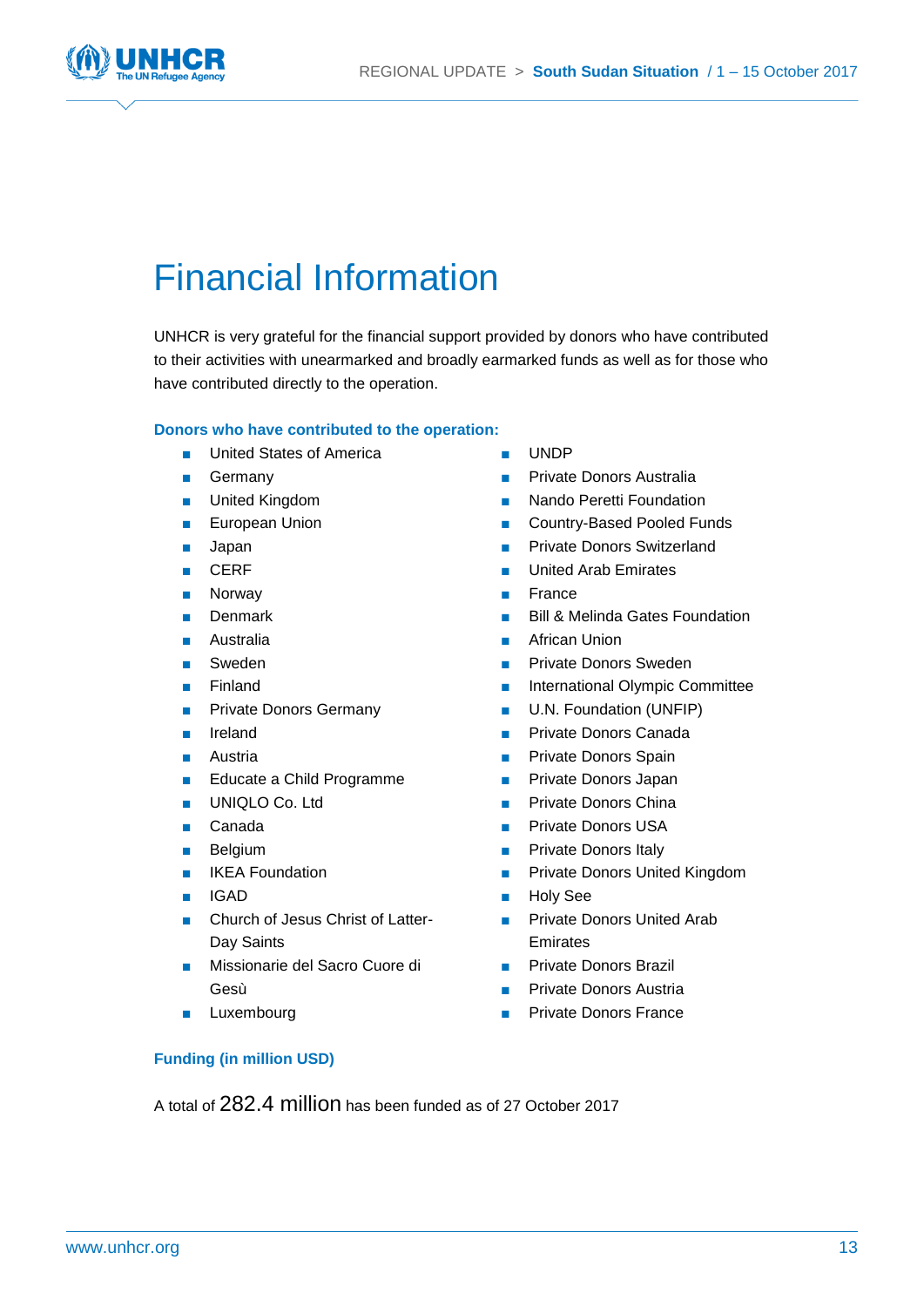# Financial Information

UNHCR is very grateful for the financial support provided by donors who have contributed to their activities with unearmarked and broadly earmarked funds as well as for those who have contributed directly to the operation.

### Donors who have contributed to the operation:

- United States of America
- Germany
- United Kingdom
- European Union
- Japan
- CERF
- Norway
- Denmark
- Australia
- Sweden
- Finland
- Private Donors Germany
- Ireland
- Austria
- Educate a Child Programme
- UNIQLO Co. Ltd
- Canada
- Belgium
- IKEA Foundation
- IGAD
- Church of Jesus Christ of Latter-Day Saints
- Missionarie del Sacro Cuore di Gesù
- Luxembourg
- UNDP
- Private Donors Australia
- Nando Peretti Foundation
- Country-Based Pooled Funds
- Private Donors Switzerland
- United Arab Emirates
- France
- Bill & Melinda Gates Foundation
- African Union
- Private Donors Sweden
- International Olympic Committee
- U.N. Foundation (UNFIP)
- Private Donors Canada
- Private Donors Spain
- Private Donors Japan
- Private Donors China
- Private Donors USA
- Private Donors Italy
- Private Donors United Kingdom
- Holy See
- Private Donors United Arab Emirates
- Private Donors Brazil
- Private Donors Austria
- Private Donors France

### Funding (in million USD)

A total of 282.4 million has been funded as of 27 October 2017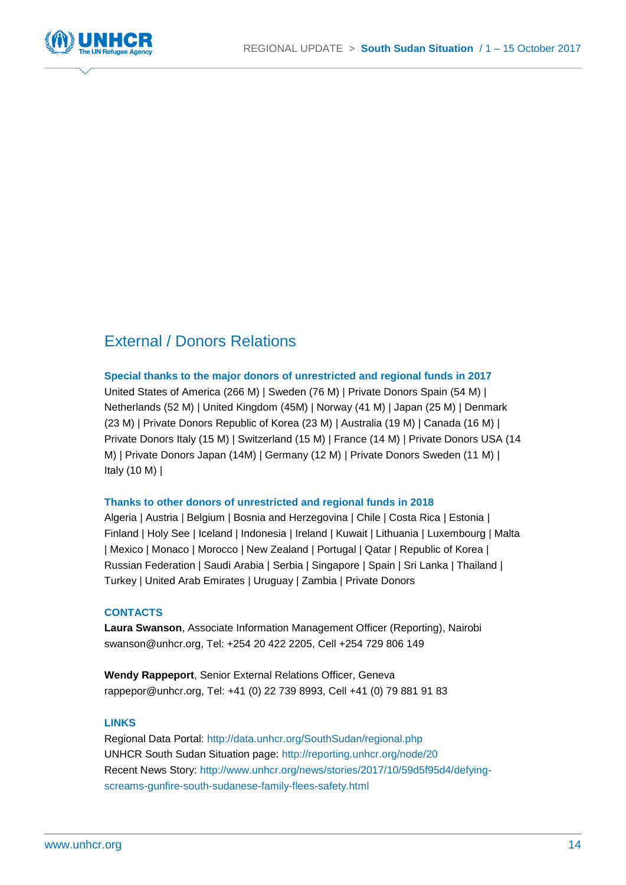## External / Donors Relations

**Special thanks to the major donors of unrestricted and regional funds in 2017**

United States of America (266 M) | Sweden (76 M) | Private Donors Spain (54 M) | Netherlands (52 M) | United Kingdom (45M) | Norway (41 M) | Japan (25 M) | Denmark (23 M) | Private Donors Republic of Korea (23 M) | Australia (19 M) | Canada (16 M) | Private Donors Italy (15 M) | Switzerland (15 M) | France (14 M) | Private Donors USA (14 M) | Private Donors Japan (14M) | Germany (12 M) | Private Donors Sweden (11 M) | Italy (10 M) |

**Thanks to other donors of unrestricted and regional funds in 2018**

Algeria | Austria | Belgium | Bosnia and Herzegovina | Chile | Costa Rica | Estonia | Finland | Holy See | Iceland | Indonesia | Ireland | Kuwait | Lithuania | Luxembourg | Malta | Mexico | Monaco | Morocco | New Zealand | Portugal | Qatar | Republic of Korea | Russian Federation | Saudi Arabia | Serbia | Singapore | Spain | Sri Lanka | Thailand | Turkey | United Arab Emirates | Uruguay | Zambia | Private Donors

**CONTACTS**

**Laura Swanson**, Associate Information Management Officer (Reporting), Nairobi
swanson@unhcr.org, Tel: +254 20 422 2205, Cell +254 729 806 149

**Wendy Rappeport**, Senior External Relations Officer, Geneva
rappepor@unhcr.org, Tel: +41 (0) 22 739 8993, Cell +41 (0) 79 881 91 83

**LINKS**

Regional Data Portal: http://data.unhcr.org/SouthSudan/regional.php
UNHCR South Sudan Situation page: http://reporting.unhcr.org/node/20
Recent News Story: http://www.unhcr.org/news/stories/2017/10/59d5f95d4/defying-screams-gunfire-south-sudanese-family-flees-safety.html